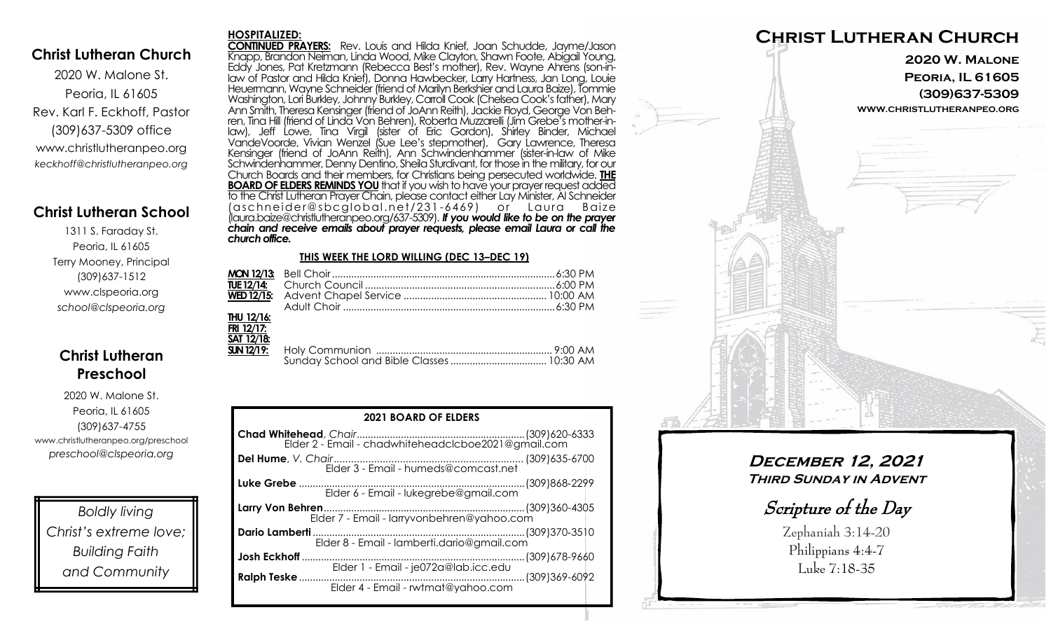## Christ Lutheran Church

2020 W. Malone St.
Peoria, IL 61605
Rev. Karl F. Eckhoff, Pastor
(309)637-5309 office
www.christlutheranpeo.org
*keckhoff@christlutheranpeo.org*

## Christ Lutheran School

1311 S. Faraday St.
Peoria, IL 61605
Terry Mooney, Principal
(309)637-1512
www.clspeoria.org
*school@clspeoria.org*

## Christ Lutheran Preschool

2020 W. Malone St.
Peoria, IL 61605
(309)637-4755
www.christlutheranpeo.org/preschool
*preschool@clspeoria.org*

*Boldly living Christ's extreme love; Building Faith and Community*

**HOSPITALIZED:**

**CONTINUED PRAYERS:** Rev. Louis and Hilda Knief, Joan Schudde, Jayme/Jason Knapp, Brandon Neiman, Linda Wood, Mike Clayton, Shawn Foote, Abigail Young, Eddy Jones, Pat Kretzmann (Rebecca Best's mother), Rev. Wayne Ahrens (son-in-law of Pastor and Hilda Knief), Donna Hawbecker, Larry Hartness, Jan Long, Louie Heuermann, Wayne Schneider (friend of Marilyn Berkshier and Laura Baize), Tommie Washington, Lori Burkley, Johnny Burkley, Carroll Cook (Chelsea Cook's father), Mary Ann Smith, Theresa Kensinger (friend of JoAnn Reith), Jackie Floyd, George Von Behren, Tina Hill (friend of Linda Von Behren), Roberta Muzzarelli (Jim Grebe's mother-in-law), Jeff Lowe, Tina Virgil (sister of Eric Gordon), Shirley Binder, Michael VandeVoorde, Vivian Wenzel (Sue Lee's stepmother), Gary Lawrence, Theresa Kensinger (friend of JoAnn Reith), Ann Schwindenhammer (sister-in-law of Mike Schwindenhammer, Denny Dentino, Sheila Sturdivant, for those in the military, for our Church Boards and their members, for Christians being persecuted worldwide. **THE BOARD OF ELDERS REMINDS YOU** that if you wish to have your prayer request added to the Christ Lutheran Prayer Chain, please contact either Lay Minister, Al Schneider (aschneider@sbcglobal.net/231-6469) or Laura Baize (laura.baize@christlutheranpeo.org/637-5309). ***If you would like to be on the prayer chain and receive emails about prayer requests, please email Laura or call the church office.***

**THIS WEEK THE LORD WILLING (DEC 13–DEC 19)**

| | | |
|---|---|---|
| **MON 12/13:** | Bell Choir | 6:30 PM |
| **TUE 12/14:** | Church Council | 6:00 PM |
| **WED 12/15:** | Advent Chapel Service | 10:00 AM |
| | Adult Choir | 6:30 PM |
| **THU 12/16:** | | |
| **FRI 12/17:** | | |
| **SAT 12/18:** | | |
| **SUN 12/19:** | Holy Communion | 9:00 AM |
| | Sunday School and Bible Classes | 10:30 AM |

**2021 BOARD OF ELDERS**

**Chad Whitehead**, *Chair* .......... (309)620-6333
Elder 2 - Email - chadwhiteheadclcboe2021@gmail.com

**Del Hume**, *V. Chair* .......... (309)635-6700
Elder 3 - Email - humeds@comcast.net

**Luke Grebe** .......... (309)868-2299
Elder 6 - Email - lukegrebe@gmail.com

**Larry Von Behren** .......... (309)360-4305
Elder 7 - Email - larryvonbehren@yahoo.com

**Dario Lamberti** .......... (309)370-3510
Elder 8 - Email - lamberti.dario@gmail.com

**Josh Eckhoff** .......... (309)678-9660
Elder 1 - Email - je072a@lab.icc.edu

**Ralph Teske** .......... (309)369-6092
Elder 4 - Email - rwtmat@yahoo.com

# Christ Lutheran Church

**2020 W. Malone**
**Peoria, IL 61605**
**(309)637-5309**
**www.christlutheranpeo.org**

## December 12, 2021
### Third Sunday in Advent

## *Scripture of the Day*

Zephaniah 3:14-20
Philippians 4:4-7
Luke 7:18-35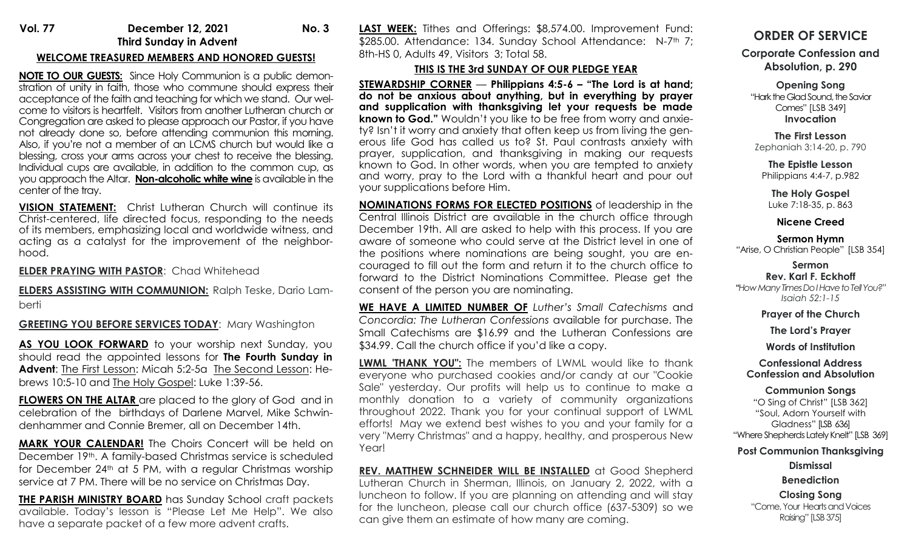**Vol. 77** **December 12, 2021** **No. 3**

**Third Sunday in Advent**

## WELCOME TREASURED MEMBERS AND HONORED GUESTS!

**NOTE TO OUR GUESTS:** Since Holy Communion is a public demonstration of unity in faith, those who commune should express their acceptance of the faith and teaching for which we stand. Our welcome to visitors is heartfelt. Visitors from another Lutheran church or Congregation are asked to please approach our Pastor, if you have not already done so, before attending communion this morning. Also, if you're not a member of an LCMS church but would like a blessing, cross your arms across your chest to receive the blessing. Individual cups are available, in addition to the common cup, as you approach the Altar. **Non-alcoholic white wine** is available in the center of the tray.

**VISION STATEMENT:** Christ Lutheran Church will continue its Christ-centered, life directed focus, responding to the needs of its members, emphasizing local and worldwide witness, and acting as a catalyst for the improvement of the neighborhood.

**ELDER PRAYING WITH PASTOR**: Chad Whitehead

**ELDERS ASSISTING WITH COMMUNION:** Ralph Teske, Dario Lamberti

**GREETING YOU BEFORE SERVICES TODAY**: Mary Washington

**AS YOU LOOK FORWARD** to your worship next Sunday, you should read the appointed lessons for **The Fourth Sunday in Advent**: The First Lesson: Micah 5:2-5a The Second Lesson: Hebrews 10:5-10 and The Holy Gospel: Luke 1:39-56.

**FLOWERS ON THE ALTAR** are placed to the glory of God and in celebration of the birthdays of Darlene Marvel, Mike Schwindenhammer and Connie Bremer, all on December 14th.

**MARK YOUR CALENDAR!** The Choirs Concert will be held on December 19th. A family-based Christmas service is scheduled for December 24th at 5 PM, with a regular Christmas worship service at 7 PM. There will be no service on Christmas Day.

**THE PARISH MINISTRY BOARD** has Sunday School craft packets available. Today's lesson is "Please Let Me Help". We also have a separate packet of a few more advent crafts.

**LAST WEEK:** Tithes and Offerings: $8,574.00. Improvement Fund: $285.00. Attendance: 134. Sunday School Attendance: N-7th 7; 8th-HS 0, Adults 49, Visitors 3; Total 58.

**THIS IS THE 3rd SUNDAY OF OUR PLEDGE YEAR**

**STEWARDSHIP CORNER** — **Philippians 4:5-6 – "The Lord is at hand; do not be anxious about anything, but in everything by prayer and supplication with thanksgiving let your requests be made known to God."** Wouldn't you like to be free from worry and anxiety? Isn't it worry and anxiety that often keep us from living the generous life God has called us to? St. Paul contrasts anxiety with prayer, supplication, and thanksgiving in making our requests known to God. In other words, when you are tempted to anxiety and worry, pray to the Lord with a thankful heart and pour out your supplications before Him.

**NOMINATIONS FORMS FOR ELECTED POSITIONS** of leadership in the Central Illinois District are available in the church office through December 19th. All are asked to help with this process. If you are aware of someone who could serve at the District level in one of the positions where nominations are being sought, you are encouraged to fill out the form and return it to the church office to forward to the District Nominations Committee. Please get the consent of the person you are nominating.

**WE HAVE A LIMITED NUMBER OF** *Luther's Small Catechisms* and *Concordia: The Lutheran Confessions* available for purchase. The Small Catechisms are $16.99 and the Lutheran Confessions are $34.99. Call the church office if you'd like a copy.

**LWML 'THANK YOU":** The members of LWML would like to thank everyone who purchased cookies and/or candy at our "Cookie Sale" yesterday. Our profits will help us to continue to make a monthly donation to a variety of community organizations throughout 2022. Thank you for your continual support of LWML efforts! May we extend best wishes to you and your family for a very "Merry Christmas" and a happy, healthy, and prosperous New Year!

**REV. MATTHEW SCHNEIDER WILL BE INSTALLED** at Good Shepherd Lutheran Church in Sherman, Illinois, on January 2, 2022, with a luncheon to follow. If you are planning on attending and will stay for the luncheon, please call our church office (637-5309) so we can give them an estimate of how many are coming.

## ORDER OF SERVICE

**Corporate Confession and Absolution, p. 290**

**Opening Song**
"Hark the Glad Sound, the Savior Comes" [LSB 349]

**Invocation**

**The First Lesson**
Zephaniah 3:14-20, p. 790

**The Epistle Lesson**
Philippians 4:4-7, p.982

**The Holy Gospel**
Luke 7:18-35, p. 863

**Nicene Creed**

**Sermon Hymn**
"Arise, O Christian People" [LSB 354]

**Sermon**
**Rev. Karl F. Eckhoff**
*"How Many Times Do I Have to Tell You?"*
*Isaiah 52:1-15*

**Prayer of the Church**

**The Lord's Prayer**

**Words of Institution**

**Confessional Address**
**Confession and Absolution**

**Communion Songs**
"O Sing of Christ" [LSB 362]
"Soul, Adorn Yourself with Gladness" [LSB 636]
"Where Shepherds Lately Knelt" [LSB 369]

**Post Communion Thanksgiving**

**Dismissal**

**Benediction**

**Closing Song**
"Come, Your Hearts and Voices Raising" [LSB 375]